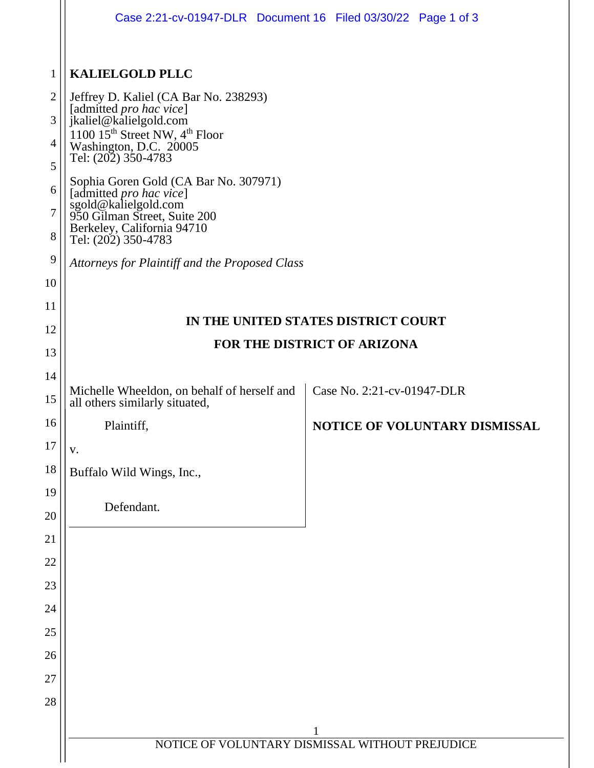**KALIELGOLD PLLC**

Jeffrey D. Kaliel (CA Bar No. 238293)
[admitted *pro hac vice*]
jkaliel@kalielgold.com
1100 15th Street NW, 4th Floor
Washington, D.C. 20005
Tel: (202) 350-4783

Sophia Goren Gold (CA Bar No. 307971)
[admitted *pro hac vice*]
sgold@kalielgold.com
950 Gilman Street, Suite 200
Berkeley, California 94710
Tel: (202) 350-4783

*Attorneys for Plaintiff and the Proposed Class*

**IN THE UNITED STATES DISTRICT COURT**

**FOR THE DISTRICT OF ARIZONA**

| | |
|---|---|
| Michelle Wheeldon, on behalf of herself and all others similarly situated,<br><br>Plaintiff,<br><br>v.<br><br>Buffalo Wild Wings, Inc.,<br><br>Defendant. | Case No. 2:21-cv-01947-DLR<br><br>**NOTICE OF VOLUNTARY DISMISSAL** |

NOTICE OF VOLUNTARY DISMISSAL WITHOUT PREJUDICE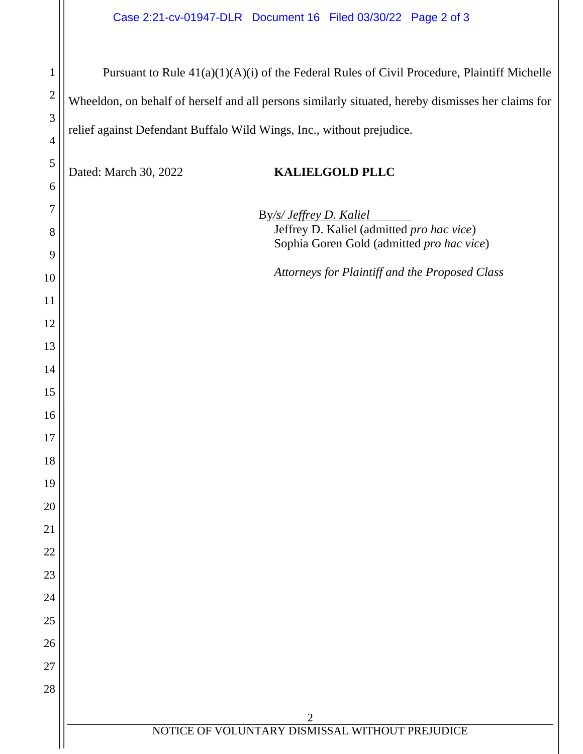Pursuant to Rule 41(a)(1)(A)(i) of the Federal Rules of Civil Procedure, Plaintiff Michelle Wheeldon, on behalf of herself and all persons similarly situated, hereby dismisses her claims for relief against Defendant Buffalo Wild Wings, Inc., without prejudice.

Dated: March 30, 2022

**KALIELGOLD PLLC**

By */s/ Jeffrey D. Kaliel*
Jeffrey D. Kaliel (admitted *pro hac vice*)
Sophia Goren Gold (admitted *pro hac vice*)

*Attorneys for Plaintiff and the Proposed Class*

NOTICE OF VOLUNTARY DISMISSAL WITHOUT PREJUDICE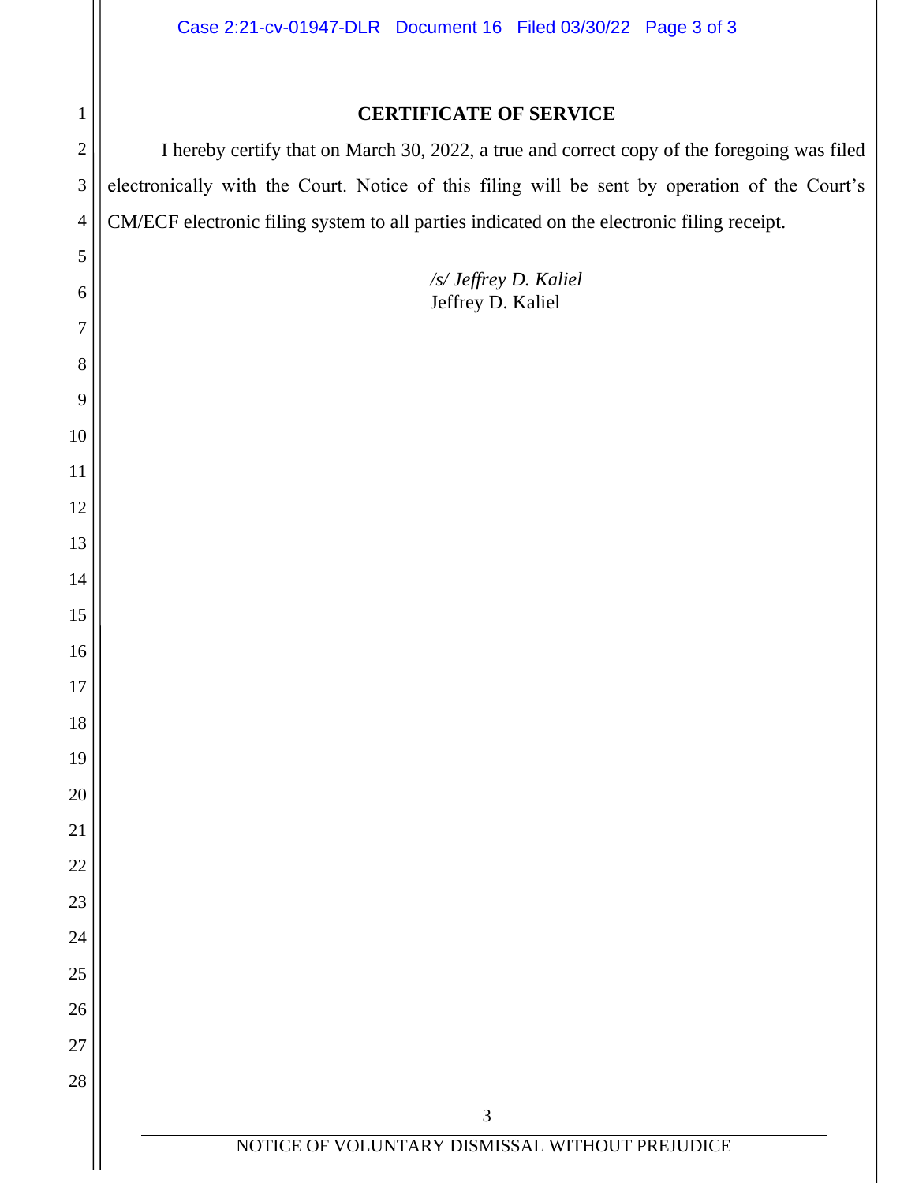**CERTIFICATE OF SERVICE**

I hereby certify that on March 30, 2022, a true and correct copy of the foregoing was filed electronically with the Court. Notice of this filing will be sent by operation of the Court's CM/ECF electronic filing system to all parties indicated on the electronic filing receipt.

*/s/ Jeffrey D. Kaliel*
Jeffrey D. Kaliel

NOTICE OF VOLUNTARY DISMISSAL WITHOUT PREJUDICE